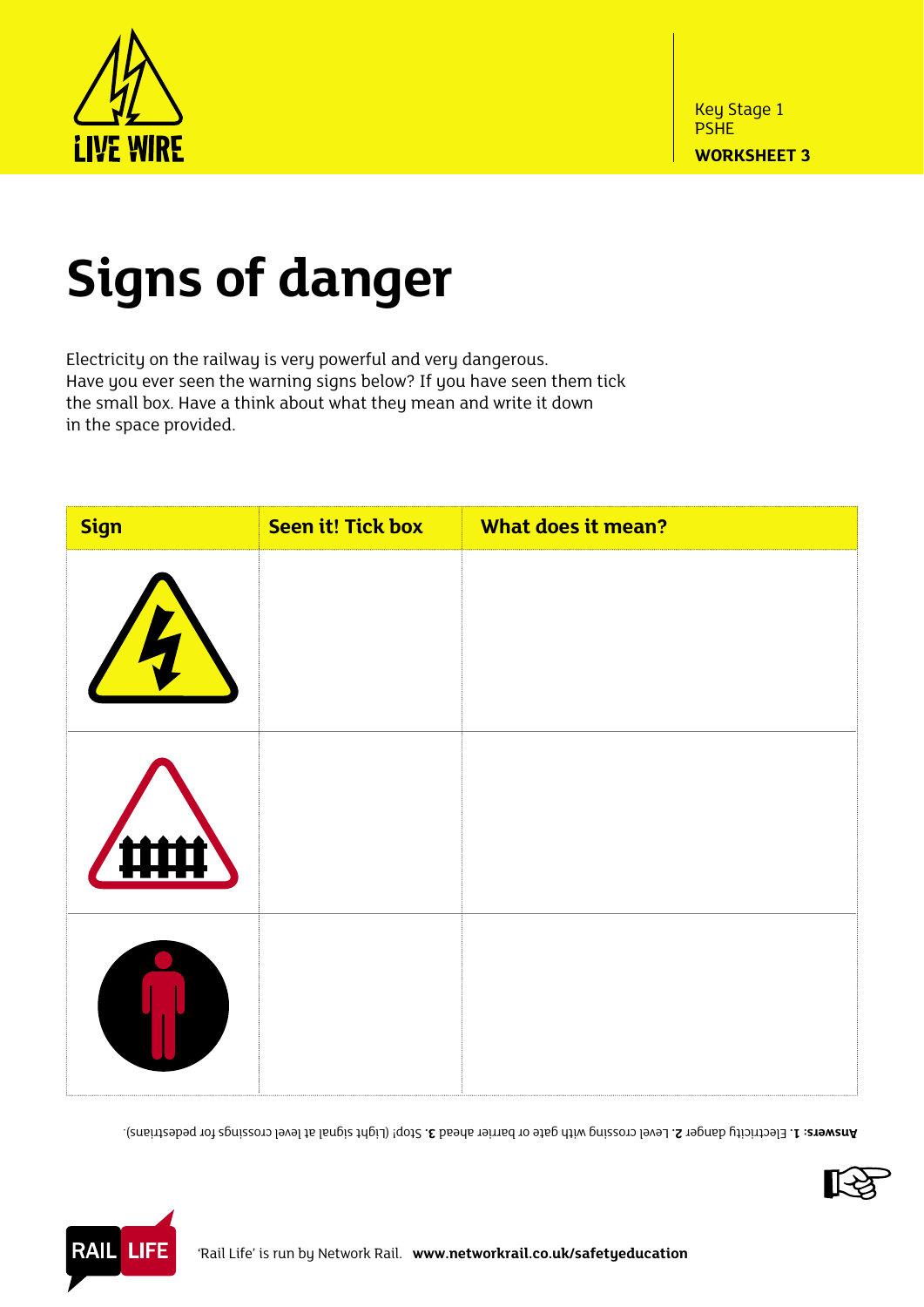Key Stage 1
PSHE
**WORKSHEET 3**

# Signs of danger

Electricity on the railway is very powerful and very dangerous.
Have you ever seen the warning signs below? If you have seen them tick the small box. Have a think about what they mean and write it down in the space provided.

| Sign | Seen it! Tick box | What does it mean? |
|---|---|---|
| | | |
| | | |
| | | |

**Answers: 1.** Electricity danger **2.** Level crossing with gate or barrier ahead **3.** Stop! (Light signal at level crossings for pedestrians).

'Rail Life' is run by Network Rail. **www.networkrail.co.uk/safetyeducation**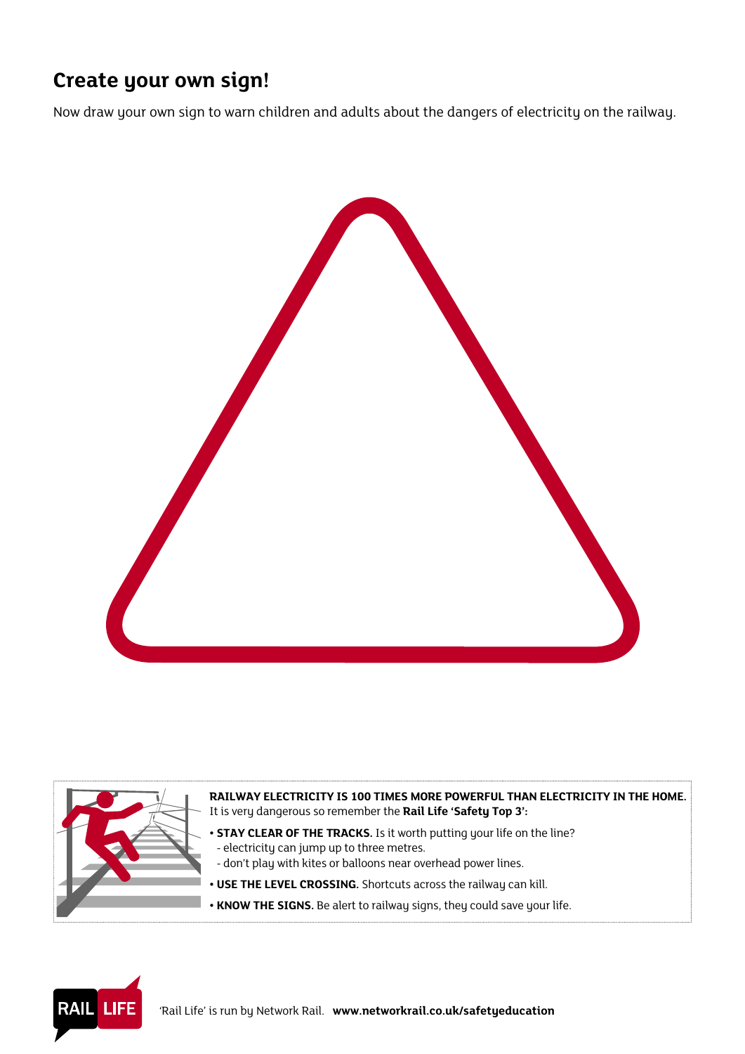## Create your own sign!

Now draw your own sign to warn children and adults about the dangers of electricity on the railway.

**RAILWAY ELECTRICITY IS 100 TIMES MORE POWERFUL THAN ELECTRICITY IN THE HOME.**
It is very dangerous so remember the **Rail Life 'Safety Top 3':**

- **STAY CLEAR OF THE TRACKS.** Is it worth putting your life on the line?
  - electricity can jump up to three metres.
  - don't play with kites or balloons near overhead power lines.
- **USE THE LEVEL CROSSING.** Shortcuts across the railway can kill.
- **KNOW THE SIGNS.** Be alert to railway signs, they could save your life.

RAIL LIFE

'Rail Life' is run by Network Rail. **www.networkrail.co.uk/safetyeducation**